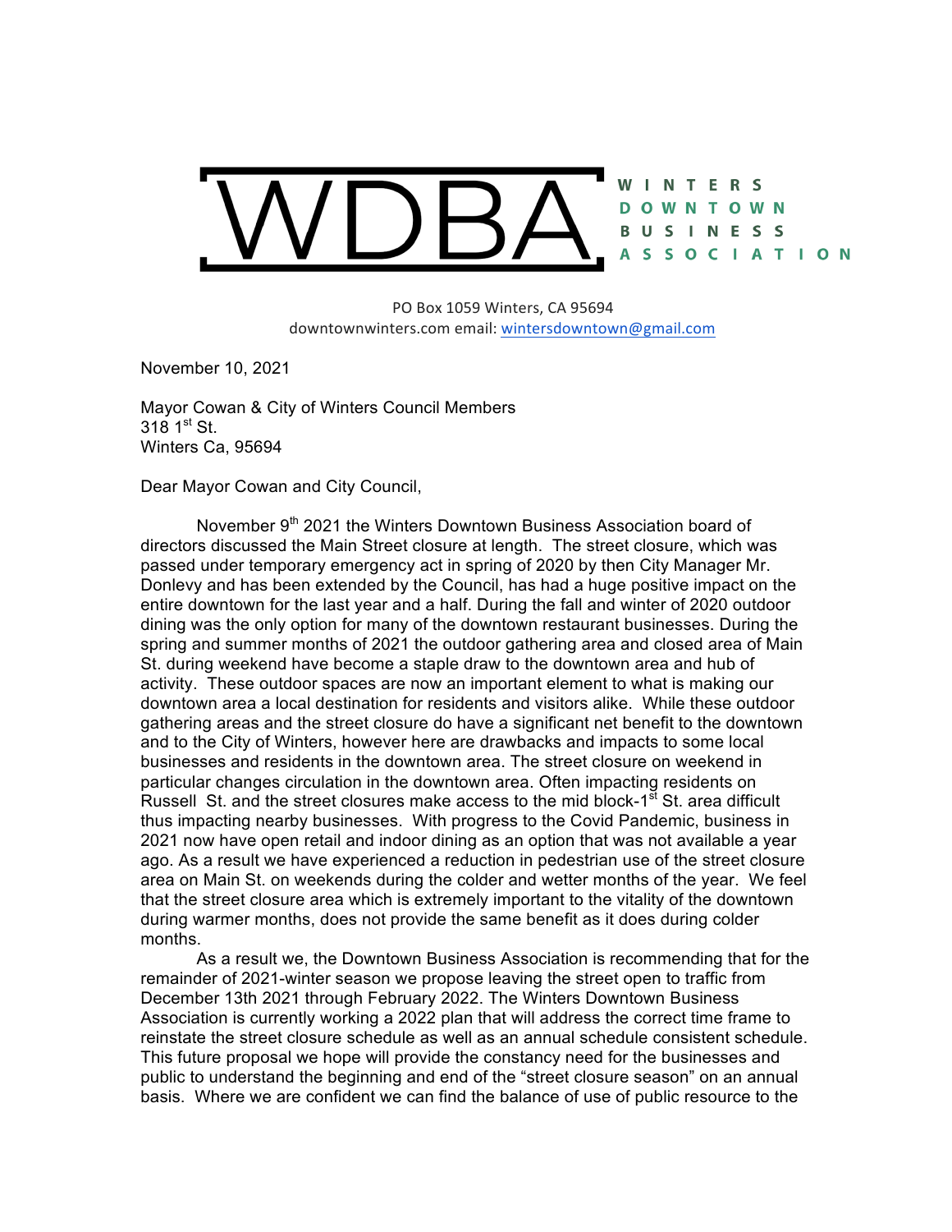# WDBA

**WINTERS DOWNTOWN BUSINESS ASSOCIATION**

PO Box 1059 Winters, CA 95694
downtownwinters.com email: wintersdowntown@gmail.com

November 10, 2021

Mayor Cowan & City of Winters Council Members
318 1st St.
Winters Ca, 95694

Dear Mayor Cowan and City Council,

November 9th 2021 the Winters Downtown Business Association board of directors discussed the Main Street closure at length. The street closure, which was passed under temporary emergency act in spring of 2020 by then City Manager Mr. Donlevy and has been extended by the Council, has had a huge positive impact on the entire downtown for the last year and a half. During the fall and winter of 2020 outdoor dining was the only option for many of the downtown restaurant businesses. During the spring and summer months of 2021 the outdoor gathering area and closed area of Main St. during weekend have become a staple draw to the downtown area and hub of activity. These outdoor spaces are now an important element to what is making our downtown area a local destination for residents and visitors alike. While these outdoor gathering areas and the street closure do have a significant net benefit to the downtown and to the City of Winters, however here are drawbacks and impacts to some local businesses and residents in the downtown area. The street closure on weekend in particular changes circulation in the downtown area. Often impacting residents on Russell St. and the street closures make access to the mid block-1st St. area difficult thus impacting nearby businesses. With progress to the Covid Pandemic, business in 2021 now have open retail and indoor dining as an option that was not available a year ago. As a result we have experienced a reduction in pedestrian use of the street closure area on Main St. on weekends during the colder and wetter months of the year. We feel that the street closure area which is extremely important to the vitality of the downtown during warmer months, does not provide the same benefit as it does during colder months.

As a result we, the Downtown Business Association is recommending that for the remainder of 2021-winter season we propose leaving the street open to traffic from December 13th 2021 through February 2022. The Winters Downtown Business Association is currently working a 2022 plan that will address the correct time frame to reinstate the street closure schedule as well as an annual schedule consistent schedule. This future proposal we hope will provide the constancy need for the businesses and public to understand the beginning and end of the "street closure season" on an annual basis. Where we are confident we can find the balance of use of public resource to the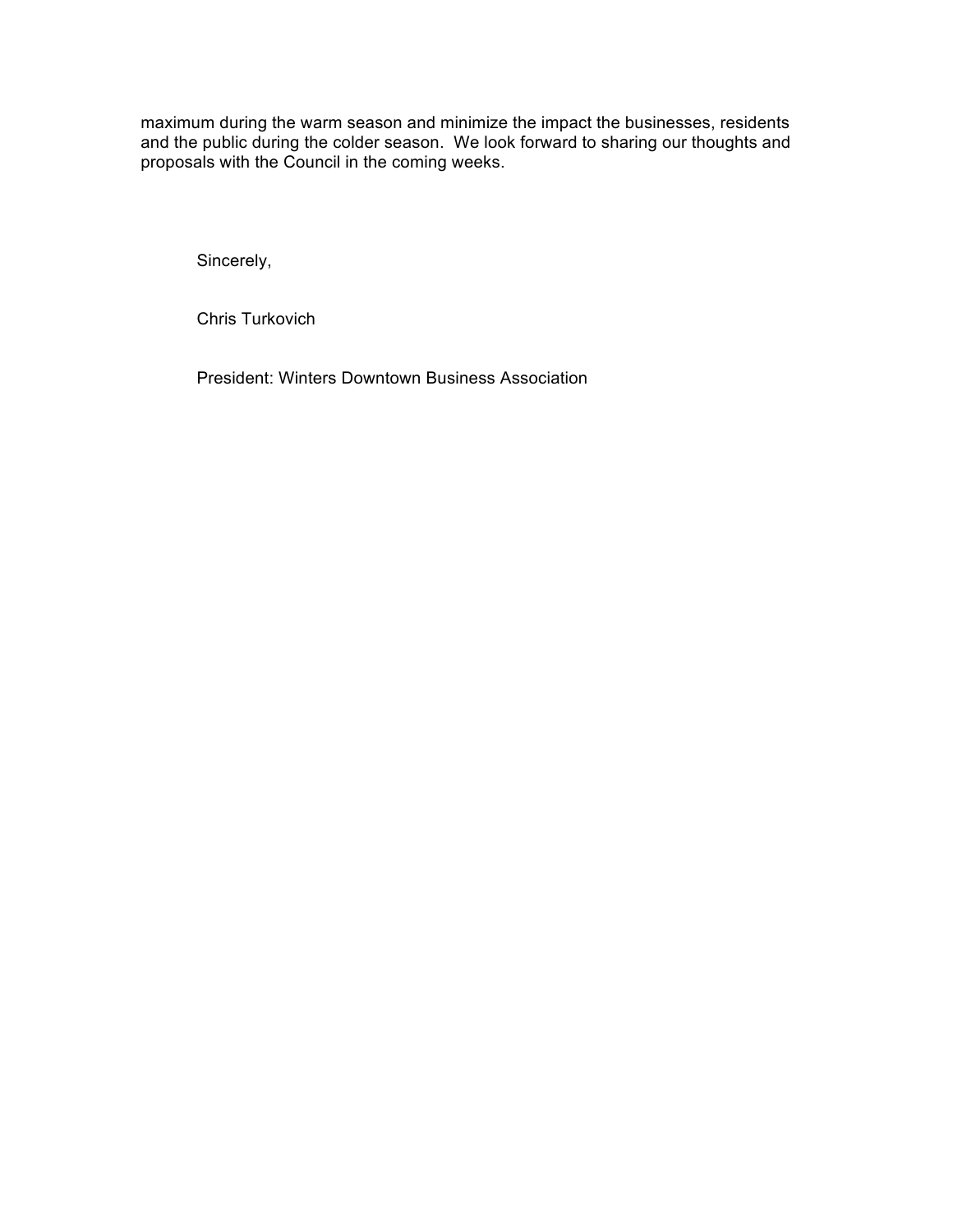maximum during the warm season and minimize the impact the businesses, residents and the public during the colder season. We look forward to sharing our thoughts and proposals with the Council in the coming weeks.

Sincerely,

Chris Turkovich

President: Winters Downtown Business Association